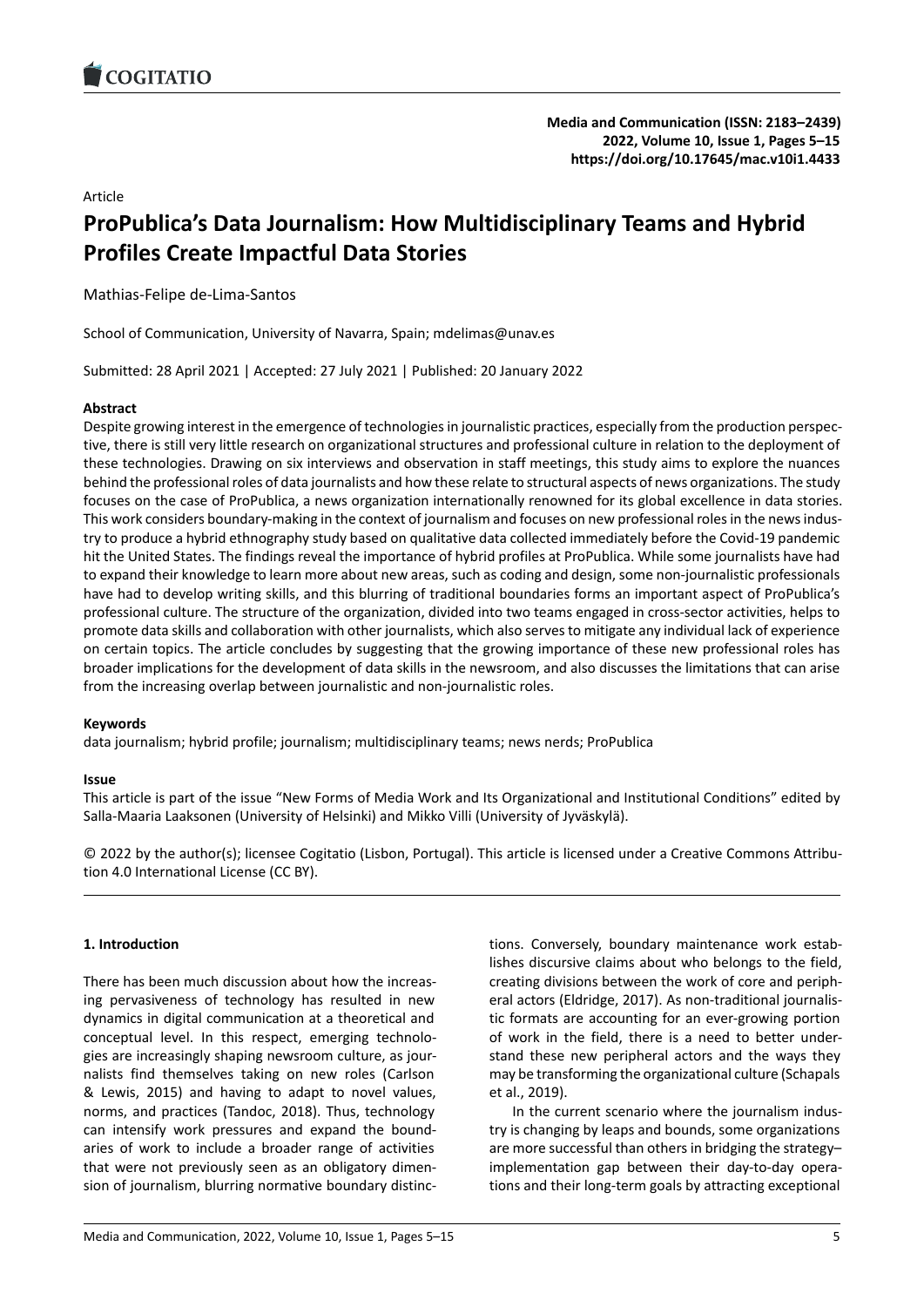Article

# ProPublica's Data Journalism: How Multidisciplinary Teams and Hybrid Profiles Create Impactful Data Stories

Mathias-Felipe de-Lima-Santos

School of Communication, University of Navarra, Spain; mdelimas@unav.es

Submitted: 28 April 2021 | Accepted: 27 July 2021 | Published: 20 January 2022

**Abstract**

Despite growing interest in the emergence of technologies in journalistic practices, especially from the production perspective, there is still very little research on organizational structures and professional culture in relation to the deployment of these technologies. Drawing on six interviews and observation in staff meetings, this study aims to explore the nuances behind the professional roles of data journalists and how these relate to structural aspects of news organizations. The study focuses on the case of ProPublica, a news organization internationally renowned for its global excellence in data stories. This work considers boundary-making in the context of journalism and focuses on new professional roles in the news industry to produce a hybrid ethnography study based on qualitative data collected immediately before the Covid-19 pandemic hit the United States. The findings reveal the importance of hybrid profiles at ProPublica. While some journalists have had to expand their knowledge to learn more about new areas, such as coding and design, some non-journalistic professionals have had to develop writing skills, and this blurring of traditional boundaries forms an important aspect of ProPublica's professional culture. The structure of the organization, divided into two teams engaged in cross-sector activities, helps to promote data skills and collaboration with other journalists, which also serves to mitigate any individual lack of experience on certain topics. The article concludes by suggesting that the growing importance of these new professional roles has broader implications for the development of data skills in the newsroom, and also discusses the limitations that can arise from the increasing overlap between journalistic and non-journalistic roles.

**Keywords**

data journalism; hybrid profile; journalism; multidisciplinary teams; news nerds; ProPublica

**Issue**

This article is part of the issue "New Forms of Media Work and Its Organizational and Institutional Conditions" edited by Salla-Maaria Laaksonen (University of Helsinki) and Mikko Villi (University of Jyväskylä).

© 2022 by the author(s); licensee Cogitatio (Lisbon, Portugal). This article is licensed under a Creative Commons Attribution 4.0 International License (CC BY).

## 1. Introduction

There has been much discussion about how the increasing pervasiveness of technology has resulted in new dynamics in digital communication at a theoretical and conceptual level. In this respect, emerging technologies are increasingly shaping newsroom culture, as journalists find themselves taking on new roles (Carlson & Lewis, 2015) and having to adapt to novel values, norms, and practices (Tandoc, 2018). Thus, technology can intensify work pressures and expand the boundaries of work to include a broader range of activities that were not previously seen as an obligatory dimension of journalism, blurring normative boundary distinctions. Conversely, boundary maintenance work establishes discursive claims about who belongs to the field, creating divisions between the work of core and peripheral actors (Eldridge, 2017). As non-traditional journalistic formats are accounting for an ever-growing portion of work in the field, there is a need to better understand these new peripheral actors and the ways they may be transforming the organizational culture (Schapals et al., 2019).

In the current scenario where the journalism industry is changing by leaps and bounds, some organizations are more successful than others in bridging the strategy–implementation gap between their day-to-day operations and their long-term goals by attracting exceptional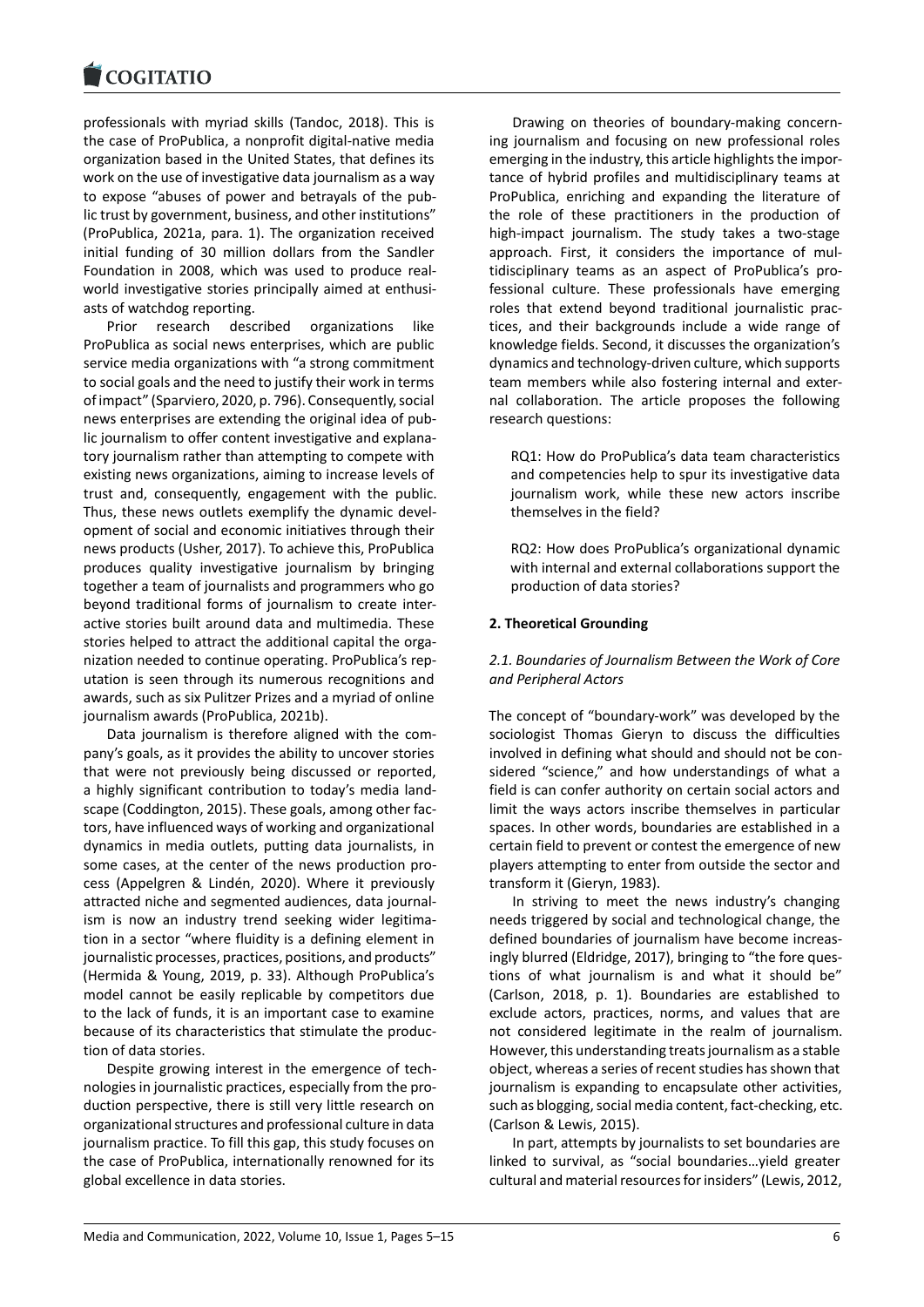professionals with myriad skills (Tandoc, 2018). This is the case of ProPublica, a nonprofit digital-native media organization based in the United States, that defines its work on the use of investigative data journalism as a way to expose "abuses of power and betrayals of the public trust by government, business, and other institutions" (ProPublica, 2021a, para. 1). The organization received initial funding of 30 million dollars from the Sandler Foundation in 2008, which was used to produce real-world investigative stories principally aimed at enthusiasts of watchdog reporting.

Prior research described organizations like ProPublica as social news enterprises, which are public service media organizations with "a strong commitment to social goals and the need to justify their work in terms of impact" (Sparviero, 2020, p. 796). Consequently, social news enterprises are extending the original idea of public journalism to offer content investigative and explanatory journalism rather than attempting to compete with existing news organizations, aiming to increase levels of trust and, consequently, engagement with the public. Thus, these news outlets exemplify the dynamic development of social and economic initiatives through their news products (Usher, 2017). To achieve this, ProPublica produces quality investigative journalism by bringing together a team of journalists and programmers who go beyond traditional forms of journalism to create interactive stories built around data and multimedia. These stories helped to attract the additional capital the organization needed to continue operating. ProPublica's reputation is seen through its numerous recognitions and awards, such as six Pulitzer Prizes and a myriad of online journalism awards (ProPublica, 2021b).

Data journalism is therefore aligned with the company's goals, as it provides the ability to uncover stories that were not previously being discussed or reported, a highly significant contribution to today's media landscape (Coddington, 2015). These goals, among other factors, have influenced ways of working and organizational dynamics in media outlets, putting data journalists, in some cases, at the center of the news production process (Appelgren & Lindén, 2020). Where it previously attracted niche and segmented audiences, data journalism is now an industry trend seeking wider legitimation in a sector "where fluidity is a defining element in journalistic processes, practices, positions, and products" (Hermida & Young, 2019, p. 33). Although ProPublica's model cannot be easily replicable by competitors due to the lack of funds, it is an important case to examine because of its characteristics that stimulate the production of data stories.

Despite growing interest in the emergence of technologies in journalistic practices, especially from the production perspective, there is still very little research on organizational structures and professional culture in data journalism practice. To fill this gap, this study focuses on the case of ProPublica, internationally renowned for its global excellence in data stories.

Drawing on theories of boundary-making concerning journalism and focusing on new professional roles emerging in the industry, this article highlights the importance of hybrid profiles and multidisciplinary teams at ProPublica, enriching and expanding the literature of the role of these practitioners in the production of high-impact journalism. The study takes a two-stage approach. First, it considers the importance of multidisciplinary teams as an aspect of ProPublica's professional culture. These professionals have emerging roles that extend beyond traditional journalistic practices, and their backgrounds include a wide range of knowledge fields. Second, it discusses the organization's dynamics and technology-driven culture, which supports team members while also fostering internal and external collaboration. The article proposes the following research questions:

> RQ1: How do ProPublica's data team characteristics and competencies help to spur its investigative data journalism work, while these new actors inscribe themselves in the field?

> RQ2: How does ProPublica's organizational dynamic with internal and external collaborations support the production of data stories?

## 2. Theoretical Grounding

### *2.1. Boundaries of Journalism Between the Work of Core and Peripheral Actors*

The concept of "boundary-work" was developed by the sociologist Thomas Gieryn to discuss the difficulties involved in defining what should and should not be considered "science," and how understandings of what a field is can confer authority on certain social actors and limit the ways actors inscribe themselves in particular spaces. In other words, boundaries are established in a certain field to prevent or contest the emergence of new players attempting to enter from outside the sector and transform it (Gieryn, 1983).

In striving to meet the news industry's changing needs triggered by social and technological change, the defined boundaries of journalism have become increasingly blurred (Eldridge, 2017), bringing to "the fore questions of what journalism is and what it should be" (Carlson, 2018, p. 1). Boundaries are established to exclude actors, practices, norms, and values that are not considered legitimate in the realm of journalism. However, this understanding treats journalism as a stable object, whereas a series of recent studies has shown that journalism is expanding to encapsulate other activities, such as blogging, social media content, fact-checking, etc. (Carlson & Lewis, 2015).

In part, attempts by journalists to set boundaries are linked to survival, as "social boundaries…yield greater cultural and material resources for insiders" (Lewis, 2012,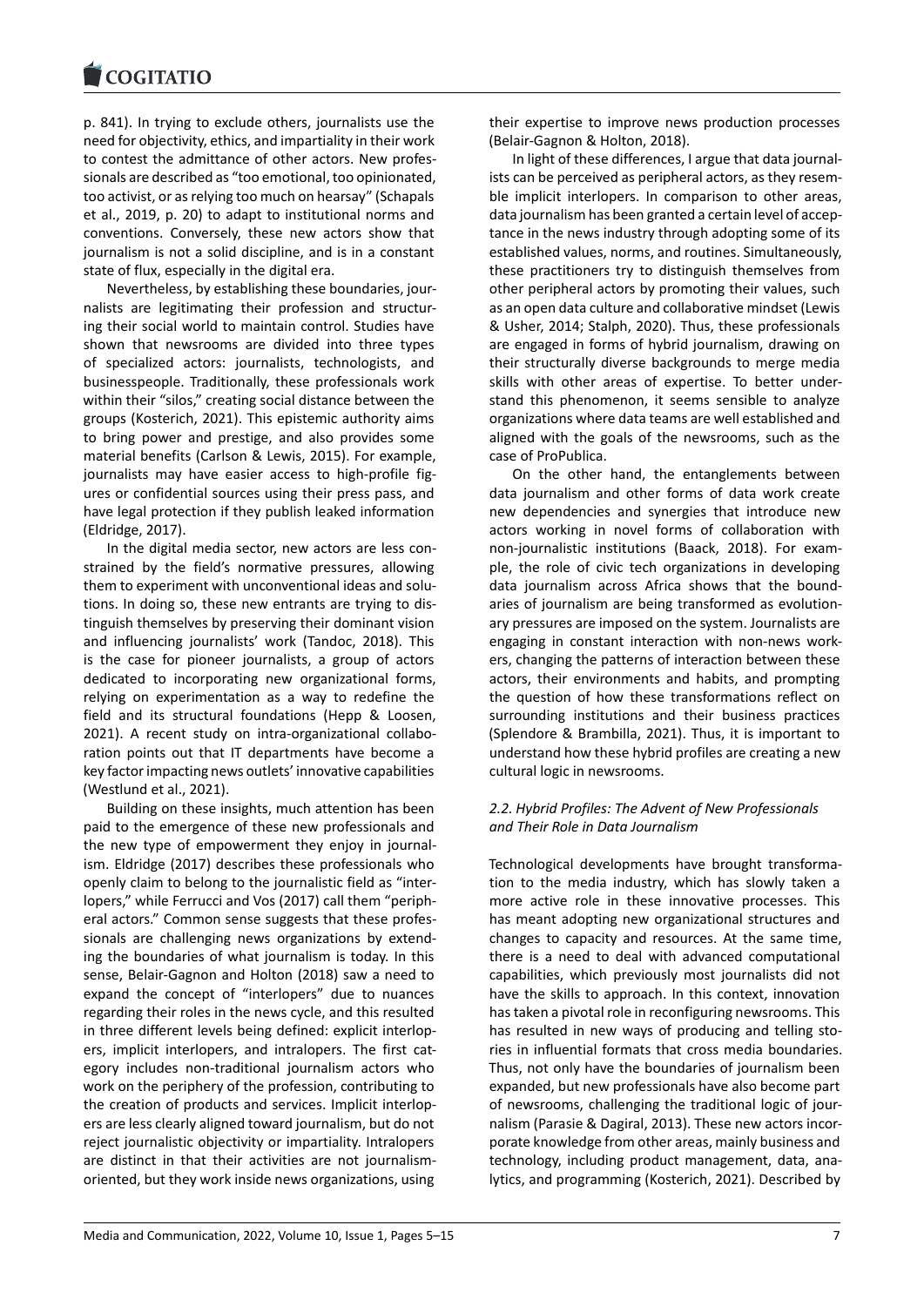p. 841). In trying to exclude others, journalists use the need for objectivity, ethics, and impartiality in their work to contest the admittance of other actors. New professionals are described as "too emotional, too opinionated, too activist, or as relying too much on hearsay" (Schapals et al., 2019, p. 20) to adapt to institutional norms and conventions. Conversely, these new actors show that journalism is not a solid discipline, and is in a constant state of flux, especially in the digital era.

Nevertheless, by establishing these boundaries, journalists are legitimating their profession and structuring their social world to maintain control. Studies have shown that newsrooms are divided into three types of specialized actors: journalists, technologists, and businesspeople. Traditionally, these professionals work within their "silos," creating social distance between the groups (Kosterich, 2021). This epistemic authority aims to bring power and prestige, and also provides some material benefits (Carlson & Lewis, 2015). For example, journalists may have easier access to high-profile figures or confidential sources using their press pass, and have legal protection if they publish leaked information (Eldridge, 2017).

In the digital media sector, new actors are less constrained by the field's normative pressures, allowing them to experiment with unconventional ideas and solutions. In doing so, these new entrants are trying to distinguish themselves by preserving their dominant vision and influencing journalists' work (Tandoc, 2018). This is the case for pioneer journalists, a group of actors dedicated to incorporating new organizational forms, relying on experimentation as a way to redefine the field and its structural foundations (Hepp & Loosen, 2021). A recent study on intra-organizational collaboration points out that IT departments have become a key factor impacting news outlets' innovative capabilities (Westlund et al., 2021).

Building on these insights, much attention has been paid to the emergence of these new professionals and the new type of empowerment they enjoy in journalism. Eldridge (2017) describes these professionals who openly claim to belong to the journalistic field as "interlopers," while Ferrucci and Vos (2017) call them "peripheral actors." Common sense suggests that these professionals are challenging news organizations by extending the boundaries of what journalism is today. In this sense, Belair-Gagnon and Holton (2018) saw a need to expand the concept of "interlopers" due to nuances regarding their roles in the news cycle, and this resulted in three different levels being defined: explicit interlopers, implicit interlopers, and intralopers. The first category includes non-traditional journalism actors who work on the periphery of the profession, contributing to the creation of products and services. Implicit interlopers are less clearly aligned toward journalism, but do not reject journalistic objectivity or impartiality. Intralopers are distinct in that their activities are not journalism-oriented, but they work inside news organizations, using their expertise to improve news production processes (Belair-Gagnon & Holton, 2018).

In light of these differences, I argue that data journalists can be perceived as peripheral actors, as they resemble implicit interlopers. In comparison to other areas, data journalism has been granted a certain level of acceptance in the news industry through adopting some of its established values, norms, and routines. Simultaneously, these practitioners try to distinguish themselves from other peripheral actors by promoting their values, such as an open data culture and collaborative mindset (Lewis & Usher, 2014; Stalph, 2020). Thus, these professionals are engaged in forms of hybrid journalism, drawing on their structurally diverse backgrounds to merge media skills with other areas of expertise. To better understand this phenomenon, it seems sensible to analyze organizations where data teams are well established and aligned with the goals of the newsrooms, such as the case of ProPublica.

On the other hand, the entanglements between data journalism and other forms of data work create new dependencies and synergies that introduce new actors working in novel forms of collaboration with non-journalistic institutions (Baack, 2018). For example, the role of civic tech organizations in developing data journalism across Africa shows that the boundaries of journalism are being transformed as evolutionary pressures are imposed on the system. Journalists are engaging in constant interaction with non-news workers, changing the patterns of interaction between these actors, their environments and habits, and prompting the question of how these transformations reflect on surrounding institutions and their business practices (Splendore & Brambilla, 2021). Thus, it is important to understand how these hybrid profiles are creating a new cultural logic in newsrooms.

### *2.2. Hybrid Profiles: The Advent of New Professionals and Their Role in Data Journalism*

Technological developments have brought transformation to the media industry, which has slowly taken a more active role in these innovative processes. This has meant adopting new organizational structures and changes to capacity and resources. At the same time, there is a need to deal with advanced computational capabilities, which previously most journalists did not have the skills to approach. In this context, innovation has taken a pivotal role in reconfiguring newsrooms. This has resulted in new ways of producing and telling stories in influential formats that cross media boundaries. Thus, not only have the boundaries of journalism been expanded, but new professionals have also become part of newsrooms, challenging the traditional logic of journalism (Parasie & Dagiral, 2013). These new actors incorporate knowledge from other areas, mainly business and technology, including product management, data, analytics, and programming (Kosterich, 2021). Described by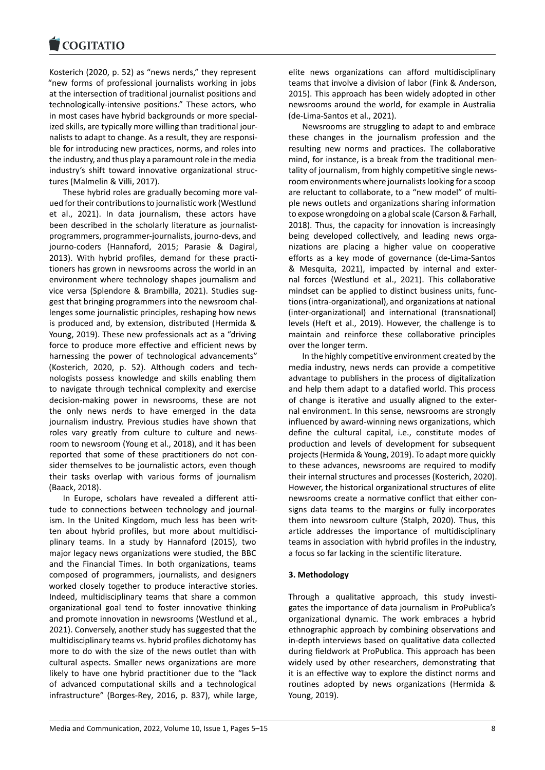Kosterich (2020, p. 52) as "news nerds," they represent "new forms of professional journalists working in jobs at the intersection of traditional journalist positions and technologically-intensive positions." These actors, who in most cases have hybrid backgrounds or more specialized skills, are typically more willing than traditional journalists to adapt to change. As a result, they are responsible for introducing new practices, norms, and roles into the industry, and thus play a paramount role in the media industry's shift toward innovative organizational structures (Malmelin & Villi, 2017).

These hybrid roles are gradually becoming more valued for their contributions to journalistic work (Westlund et al., 2021). In data journalism, these actors have been described in the scholarly literature as journalist-programmers, programmer-journalists, journo-devs, and journo-coders (Hannaford, 2015; Parasie & Dagiral, 2013). With hybrid profiles, demand for these practitioners has grown in newsrooms across the world in an environment where technology shapes journalism and vice versa (Splendore & Brambilla, 2021). Studies suggest that bringing programmers into the newsroom challenges some journalistic principles, reshaping how news is produced and, by extension, distributed (Hermida & Young, 2019). These new professionals act as a "driving force to produce more effective and efficient news by harnessing the power of technological advancements" (Kosterich, 2020, p. 52). Although coders and technologists possess knowledge and skills enabling them to navigate through technical complexity and exercise decision-making power in newsrooms, these are not the only news nerds to have emerged in the data journalism industry. Previous studies have shown that roles vary greatly from culture to culture and newsroom to newsroom (Young et al., 2018), and it has been reported that some of these practitioners do not consider themselves to be journalistic actors, even though their tasks overlap with various forms of journalism (Baack, 2018).

In Europe, scholars have revealed a different attitude to connections between technology and journalism. In the United Kingdom, much less has been written about hybrid profiles, but more about multidisciplinary teams. In a study by Hannaford (2015), two major legacy news organizations were studied, the BBC and the Financial Times. In both organizations, teams composed of programmers, journalists, and designers worked closely together to produce interactive stories. Indeed, multidisciplinary teams that share a common organizational goal tend to foster innovative thinking and promote innovation in newsrooms (Westlund et al., 2021). Conversely, another study has suggested that the multidisciplinary teams vs. hybrid profiles dichotomy has more to do with the size of the news outlet than with cultural aspects. Smaller news organizations are more likely to have one hybrid practitioner due to the "lack of advanced computational skills and a technological infrastructure" (Borges-Rey, 2016, p. 837), while large, elite news organizations can afford multidisciplinary teams that involve a division of labor (Fink & Anderson, 2015). This approach has been widely adopted in other newsrooms around the world, for example in Australia (de-Lima-Santos et al., 2021).

Newsrooms are struggling to adapt to and embrace these changes in the journalism profession and the resulting new norms and practices. The collaborative mind, for instance, is a break from the traditional mentality of journalism, from highly competitive single newsroom environments where journalists looking for a scoop are reluctant to collaborate, to a "new model" of multiple news outlets and organizations sharing information to expose wrongdoing on a global scale (Carson & Farhall, 2018). Thus, the capacity for innovation is increasingly being developed collectively, and leading news organizations are placing a higher value on cooperative efforts as a key mode of governance (de-Lima-Santos & Mesquita, 2021), impacted by internal and external forces (Westlund et al., 2021). This collaborative mindset can be applied to distinct business units, functions (intra-organizational), and organizations at national (inter-organizational) and international (transnational) levels (Heft et al., 2019). However, the challenge is to maintain and reinforce these collaborative principles over the longer term.

In the highly competitive environment created by the media industry, news nerds can provide a competitive advantage to publishers in the process of digitalization and help them adapt to a datafied world. This process of change is iterative and usually aligned to the external environment. In this sense, newsrooms are strongly influenced by award-winning news organizations, which define the cultural capital, i.e., constitute modes of production and levels of development for subsequent projects (Hermida & Young, 2019). To adapt more quickly to these advances, newsrooms are required to modify their internal structures and processes (Kosterich, 2020). However, the historical organizational structures of elite newsrooms create a normative conflict that either consigns data teams to the margins or fully incorporates them into newsroom culture (Stalph, 2020). Thus, this article addresses the importance of multidisciplinary teams in association with hybrid profiles in the industry, a focus so far lacking in the scientific literature.

## 3. Methodology

Through a qualitative approach, this study investigates the importance of data journalism in ProPublica's organizational dynamic. The work embraces a hybrid ethnographic approach by combining observations and in-depth interviews based on qualitative data collected during fieldwork at ProPublica. This approach has been widely used by other researchers, demonstrating that it is an effective way to explore the distinct norms and routines adopted by news organizations (Hermida & Young, 2019).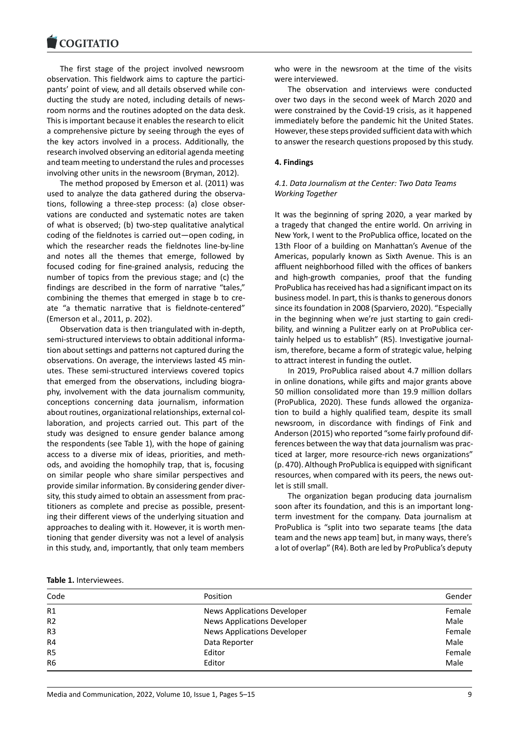The first stage of the project involved newsroom observation. This fieldwork aims to capture the participants' point of view, and all details observed while conducting the study are noted, including details of newsroom norms and the routines adopted on the data desk. This is important because it enables the research to elicit a comprehensive picture by seeing through the eyes of the key actors involved in a process. Additionally, the research involved observing an editorial agenda meeting and team meeting to understand the rules and processes involving other units in the newsroom (Bryman, 2012).

The method proposed by Emerson et al. (2011) was used to analyze the data gathered during the observations, following a three-step process: (a) close observations are conducted and systematic notes are taken of what is observed; (b) two-step qualitative analytical coding of the fieldnotes is carried out—open coding, in which the researcher reads the fieldnotes line-by-line and notes all the themes that emerge, followed by focused coding for fine-grained analysis, reducing the number of topics from the previous stage; and (c) the findings are described in the form of narrative "tales," combining the themes that emerged in stage b to create "a thematic narrative that is fieldnote-centered" (Emerson et al., 2011, p. 202).

Observation data is then triangulated with in-depth, semi-structured interviews to obtain additional information about settings and patterns not captured during the observations. On average, the interviews lasted 45 minutes. These semi-structured interviews covered topics that emerged from the observations, including biography, involvement with the data journalism community, conceptions concerning data journalism, information about routines, organizational relationships, external collaboration, and projects carried out. This part of the study was designed to ensure gender balance among the respondents (see Table 1), with the hope of gaining access to a diverse mix of ideas, priorities, and methods, and avoiding the homophily trap, that is, focusing on similar people who share similar perspectives and provide similar information. By considering gender diversity, this study aimed to obtain an assessment from practitioners as complete and precise as possible, presenting their different views of the underlying situation and approaches to dealing with it. However, it is worth mentioning that gender diversity was not a level of analysis in this study, and, importantly, that only team members who were in the newsroom at the time of the visits were interviewed.

The observation and interviews were conducted over two days in the second week of March 2020 and were constrained by the Covid-19 crisis, as it happened immediately before the pandemic hit the United States. However, these steps provided sufficient data with which to answer the research questions proposed by this study.

**Table 1.** Interviewees.

| Code | Position | Gender |
|---|---|---|
| R1 | News Applications Developer | Female |
| R2 | News Applications Developer | Male |
| R3 | News Applications Developer | Female |
| R4 | Data Reporter | Male |
| R5 | Editor | Female |
| R6 | Editor | Male |

## 4. Findings

### *4.1. Data Journalism at the Center: Two Data Teams Working Together*

It was the beginning of spring 2020, a year marked by a tragedy that changed the entire world. On arriving in New York, I went to the ProPublica office, located on the 13th Floor of a building on Manhattan's Avenue of the Americas, popularly known as Sixth Avenue. This is an affluent neighborhood filled with the offices of bankers and high-growth companies, proof that the funding ProPublica has received has had a significant impact on its business model. In part, this is thanks to generous donors since its foundation in 2008 (Sparviero, 2020). "Especially in the beginning when we're just starting to gain credibility, and winning a Pulitzer early on at ProPublica certainly helped us to establish" (R5). Investigative journalism, therefore, became a form of strategic value, helping to attract interest in funding the outlet.

In 2019, ProPublica raised about 4.7 million dollars in online donations, while gifts and major grants above 50 million consolidated more than 19.9 million dollars (ProPublica, 2020). These funds allowed the organization to build a highly qualified team, despite its small newsroom, in discordance with findings of Fink and Anderson (2015) who reported "some fairly profound differences between the way that data journalism was practiced at larger, more resource-rich news organizations" (p. 470). Although ProPublica is equipped with significant resources, when compared with its peers, the news outlet is still small.

The organization began producing data journalism soon after its foundation, and this is an important long-term investment for the company. Data journalism at ProPublica is "split into two separate teams [the data team and the news app team] but, in many ways, there's a lot of overlap" (R4). Both are led by ProPublica's deputy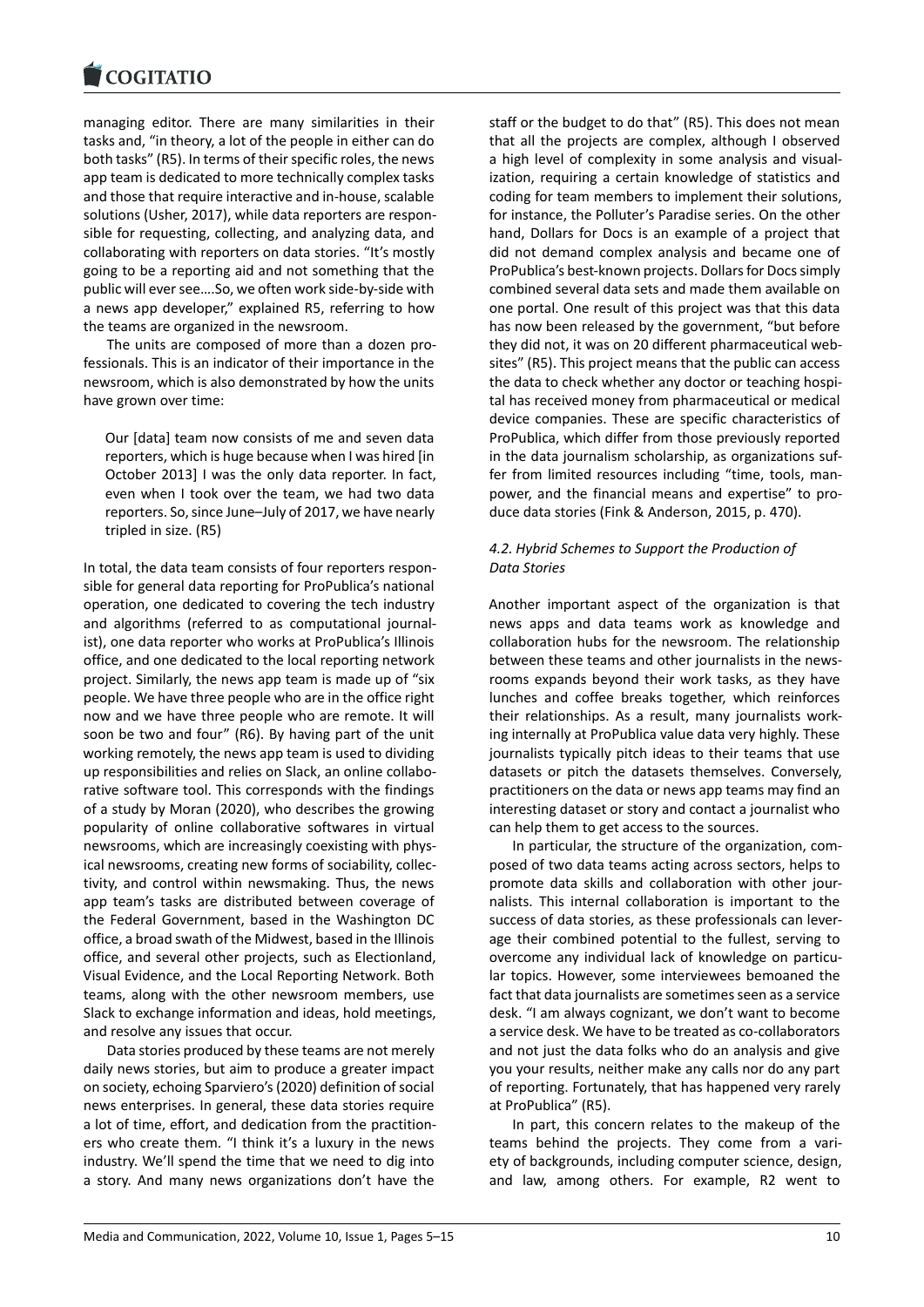managing editor. There are many similarities in their tasks and, "in theory, a lot of the people in either can do both tasks" (R5). In terms of their specific roles, the news app team is dedicated to more technically complex tasks and those that require interactive and in-house, scalable solutions (Usher, 2017), while data reporters are responsible for requesting, collecting, and analyzing data, and collaborating with reporters on data stories. "It's mostly going to be a reporting aid and not something that the public will ever see….So, we often work side-by-side with a news app developer," explained R5, referring to how the teams are organized in the newsroom.

The units are composed of more than a dozen professionals. This is an indicator of their importance in the newsroom, which is also demonstrated by how the units have grown over time:

> Our [data] team now consists of me and seven data reporters, which is huge because when I was hired [in October 2013] I was the only data reporter. In fact, even when I took over the team, we had two data reporters. So, since June–July of 2017, we have nearly tripled in size. (R5)

In total, the data team consists of four reporters responsible for general data reporting for ProPublica's national operation, one dedicated to covering the tech industry and algorithms (referred to as computational journalist), one data reporter who works at ProPublica's Illinois office, and one dedicated to the local reporting network project. Similarly, the news app team is made up of "six people. We have three people who are in the office right now and we have three people who are remote. It will soon be two and four" (R6). By having part of the unit working remotely, the news app team is used to dividing up responsibilities and relies on Slack, an online collaborative software tool. This corresponds with the findings of a study by Moran (2020), who describes the growing popularity of online collaborative softwares in virtual newsrooms, which are increasingly coexisting with physical newsrooms, creating new forms of sociability, collectivity, and control within newsmaking. Thus, the news app team's tasks are distributed between coverage of the Federal Government, based in the Washington DC office, a broad swath of the Midwest, based in the Illinois office, and several other projects, such as Electionland, Visual Evidence, and the Local Reporting Network. Both teams, along with the other newsroom members, use Slack to exchange information and ideas, hold meetings, and resolve any issues that occur.

Data stories produced by these teams are not merely daily news stories, but aim to produce a greater impact on society, echoing Sparviero's (2020) definition of social news enterprises. In general, these data stories require a lot of time, effort, and dedication from the practitioners who create them. "I think it's a luxury in the news industry. We'll spend the time that we need to dig into a story. And many news organizations don't have the staff or the budget to do that" (R5). This does not mean that all the projects are complex, although I observed a high level of complexity in some analysis and visualization, requiring a certain knowledge of statistics and coding for team members to implement their solutions, for instance, the Polluter's Paradise series. On the other hand, Dollars for Docs is an example of a project that did not demand complex analysis and became one of ProPublica's best-known projects. Dollars for Docs simply combined several data sets and made them available on one portal. One result of this project was that this data has now been released by the government, "but before they did not, it was on 20 different pharmaceutical websites" (R5). This project means that the public can access the data to check whether any doctor or teaching hospital has received money from pharmaceutical or medical device companies. These are specific characteristics of ProPublica, which differ from those previously reported in the data journalism scholarship, as organizations suffer from limited resources including "time, tools, manpower, and the financial means and expertise" to produce data stories (Fink & Anderson, 2015, p. 470).

### *4.2. Hybrid Schemes to Support the Production of Data Stories*

Another important aspect of the organization is that news apps and data teams work as knowledge and collaboration hubs for the newsroom. The relationship between these teams and other journalists in the newsrooms expands beyond their work tasks, as they have lunches and coffee breaks together, which reinforces their relationships. As a result, many journalists working internally at ProPublica value data very highly. These journalists typically pitch ideas to their teams that use datasets or pitch the datasets themselves. Conversely, practitioners on the data or news app teams may find an interesting dataset or story and contact a journalist who can help them to get access to the sources.

In particular, the structure of the organization, composed of two data teams acting across sectors, helps to promote data skills and collaboration with other journalists. This internal collaboration is important to the success of data stories, as these professionals can leverage their combined potential to the fullest, serving to overcome any individual lack of knowledge on particular topics. However, some interviewees bemoaned the fact that data journalists are sometimes seen as a service desk. "I am always cognizant, we don't want to become a service desk. We have to be treated as co-collaborators and not just the data folks who do an analysis and give you your results, neither make any calls nor do any part of reporting. Fortunately, that has happened very rarely at ProPublica" (R5).

In part, this concern relates to the makeup of the teams behind the projects. They come from a variety of backgrounds, including computer science, design, and law, among others. For example, R2 went to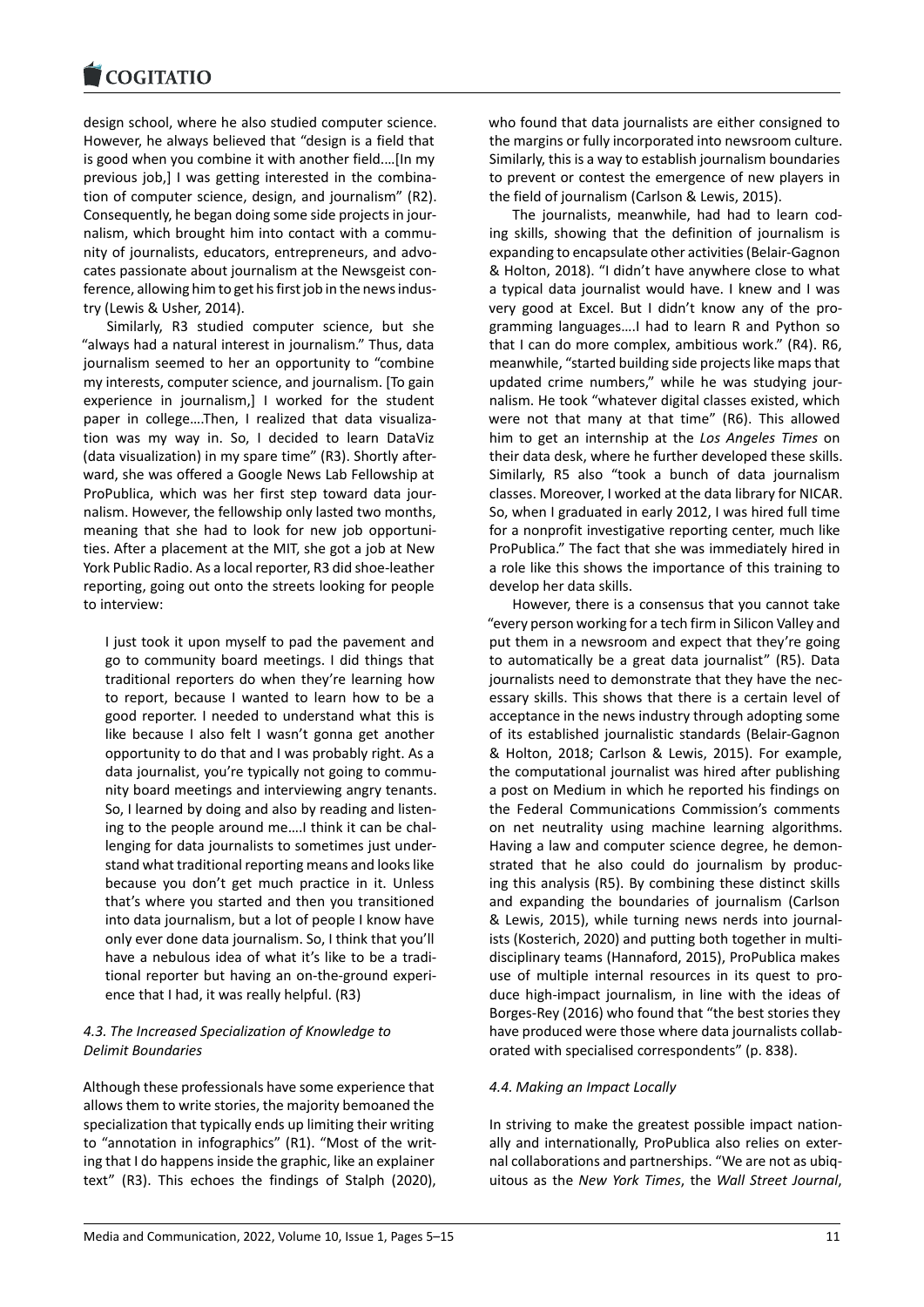design school, where he also studied computer science. However, he always believed that "design is a field that is good when you combine it with another field....[In my previous job,] I was getting interested in the combination of computer science, design, and journalism" (R2). Consequently, he began doing some side projects in journalism, which brought him into contact with a community of journalists, educators, entrepreneurs, and advocates passionate about journalism at the Newsgeist conference, allowing him to get his first job in the news industry (Lewis & Usher, 2014).

Similarly, R3 studied computer science, but she "always had a natural interest in journalism." Thus, data journalism seemed to her an opportunity to "combine my interests, computer science, and journalism. [To gain experience in journalism,] I worked for the student paper in college....Then, I realized that data visualization was my way in. So, I decided to learn DataViz (data visualization) in my spare time" (R3). Shortly afterward, she was offered a Google News Lab Fellowship at ProPublica, which was her first step toward data journalism. However, the fellowship only lasted two months, meaning that she had to look for new job opportunities. After a placement at the MIT, she got a job at New York Public Radio. As a local reporter, R3 did shoe-leather reporting, going out onto the streets looking for people to interview:

> I just took it upon myself to pad the pavement and go to community board meetings. I did things that traditional reporters do when they're learning how to report, because I wanted to learn how to be a good reporter. I needed to understand what this is like because I also felt I wasn't gonna get another opportunity to do that and I was probably right. As a data journalist, you're typically not going to community board meetings and interviewing angry tenants. So, I learned by doing and also by reading and listening to the people around me....I think it can be challenging for data journalists to sometimes just understand what traditional reporting means and looks like because you don't get much practice in it. Unless that's where you started and then you transitioned into data journalism, but a lot of people I know have only ever done data journalism. So, I think that you'll have a nebulous idea of what it's like to be a traditional reporter but having an on-the-ground experience that I had, it was really helpful. (R3)

### *4.3. The Increased Specialization of Knowledge to Delimit Boundaries*

Although these professionals have some experience that allows them to write stories, the majority bemoaned the specialization that typically ends up limiting their writing to "annotation in infographics" (R1). "Most of the writing that I do happens inside the graphic, like an explainer text" (R3). This echoes the findings of Stalph (2020), who found that data journalists are either consigned to the margins or fully incorporated into newsroom culture. Similarly, this is a way to establish journalism boundaries to prevent or contest the emergence of new players in the field of journalism (Carlson & Lewis, 2015).

The journalists, meanwhile, had had to learn coding skills, showing that the definition of journalism is expanding to encapsulate other activities (Belair-Gagnon & Holton, 2018). "I didn't have anywhere close to what a typical data journalist would have. I knew and I was very good at Excel. But I didn't know any of the programming languages....I had to learn R and Python so that I can do more complex, ambitious work." (R4). R6, meanwhile, "started building side projects like maps that updated crime numbers," while he was studying journalism. He took "whatever digital classes existed, which were not that many at that time" (R6). This allowed him to get an internship at the *Los Angeles Times* on their data desk, where he further developed these skills. Similarly, R5 also "took a bunch of data journalism classes. Moreover, I worked at the data library for NICAR. So, when I graduated in early 2012, I was hired full time for a nonprofit investigative reporting center, much like ProPublica." The fact that she was immediately hired in a role like this shows the importance of this training to develop her data skills.

However, there is a consensus that you cannot take "every person working for a tech firm in Silicon Valley and put them in a newsroom and expect that they're going to automatically be a great data journalist" (R5). Data journalists need to demonstrate that they have the necessary skills. This shows that there is a certain level of acceptance in the news industry through adopting some of its established journalistic standards (Belair-Gagnon & Holton, 2018; Carlson & Lewis, 2015). For example, the computational journalist was hired after publishing a post on Medium in which he reported his findings on the Federal Communications Commission's comments on net neutrality using machine learning algorithms. Having a law and computer science degree, he demonstrated that he also could do journalism by producing this analysis (R5). By combining these distinct skills and expanding the boundaries of journalism (Carlson & Lewis, 2015), while turning news nerds into journalists (Kosterich, 2020) and putting both together in multidisciplinary teams (Hannaford, 2015), ProPublica makes use of multiple internal resources in its quest to produce high-impact journalism, in line with the ideas of Borges-Rey (2016) who found that "the best stories they have produced were those where data journalists collaborated with specialised correspondents" (p. 838).

### *4.4. Making an Impact Locally*

In striving to make the greatest possible impact nationally and internationally, ProPublica also relies on external collaborations and partnerships. "We are not as ubiquitous as the *New York Times*, the *Wall Street Journal*,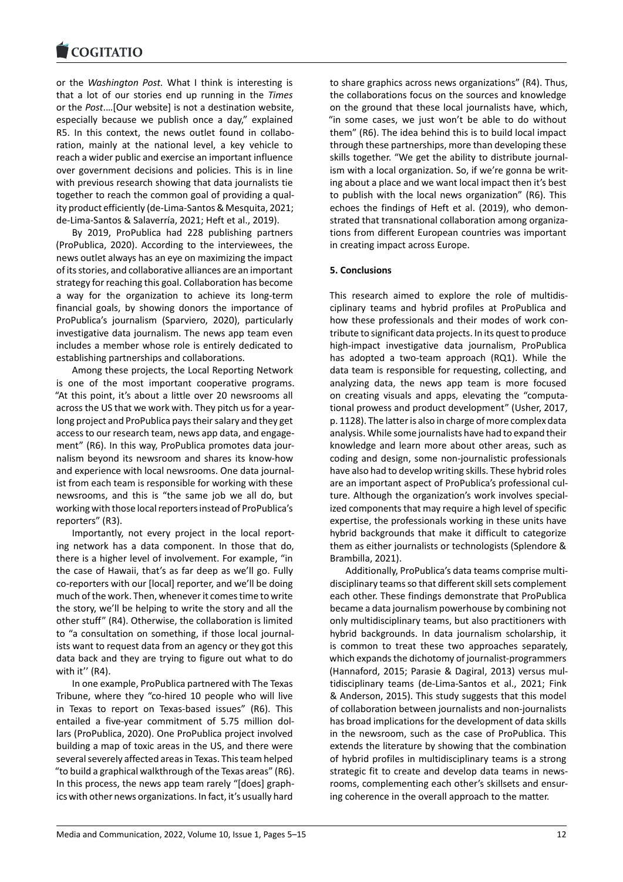or the *Washington Post*. What I think is interesting is that a lot of our stories end up running in the *Times* or the *Post*.…[Our website] is not a destination website, especially because we publish once a day," explained R5. In this context, the news outlet found in collaboration, mainly at the national level, a key vehicle to reach a wider public and exercise an important influence over government decisions and policies. This is in line with previous research showing that data journalists tie together to reach the common goal of providing a quality product efficiently (de-Lima-Santos & Mesquita, 2021; de-Lima-Santos & Salaverría, 2021; Heft et al., 2019).

By 2019, ProPublica had 228 publishing partners (ProPublica, 2020). According to the interviewees, the news outlet always has an eye on maximizing the impact of its stories, and collaborative alliances are an important strategy for reaching this goal. Collaboration has become a way for the organization to achieve its long-term financial goals, by showing donors the importance of ProPublica's journalism (Sparviero, 2020), particularly investigative data journalism. The news app team even includes a member whose role is entirely dedicated to establishing partnerships and collaborations.

Among these projects, the Local Reporting Network is one of the most important cooperative programs. "At this point, it's about a little over 20 newsrooms all across the US that we work with. They pitch us for a year-long project and ProPublica pays their salary and they get access to our research team, news app data, and engagement" (R6). In this way, ProPublica promotes data journalism beyond its newsroom and shares its know-how and experience with local newsrooms. One data journalist from each team is responsible for working with these newsrooms, and this is "the same job we all do, but working with those local reporters instead of ProPublica's reporters" (R3).

Importantly, not every project in the local reporting network has a data component. In those that do, there is a higher level of involvement. For example, "in the case of Hawaii, that's as far deep as we'll go. Fully co-reporters with our [local] reporter, and we'll be doing much of the work. Then, whenever it comes time to write the story, we'll be helping to write the story and all the other stuff" (R4). Otherwise, the collaboration is limited to "a consultation on something, if those local journalists want to request data from an agency or they got this data back and they are trying to figure out what to do with it'' (R4).

In one example, ProPublica partnered with The Texas Tribune, where they "co-hired 10 people who will live in Texas to report on Texas-based issues" (R6). This entailed a five-year commitment of 5.75 million dollars (ProPublica, 2020). One ProPublica project involved building a map of toxic areas in the US, and there were several severely affected areas in Texas. This team helped "to build a graphical walkthrough of the Texas areas" (R6). In this process, the news app team rarely "[does] graphics with other news organizations. In fact, it's usually hard to share graphics across news organizations" (R4). Thus, the collaborations focus on the sources and knowledge on the ground that these local journalists have, which, "in some cases, we just won't be able to do without them" (R6). The idea behind this is to build local impact through these partnerships, more than developing these skills together. "We get the ability to distribute journalism with a local organization. So, if we're gonna be writing about a place and we want local impact then it's best to publish with the local news organization" (R6). This echoes the findings of Heft et al. (2019), who demonstrated that transnational collaboration among organizations from different European countries was important in creating impact across Europe.

## 5. Conclusions

This research aimed to explore the role of multidisciplinary teams and hybrid profiles at ProPublica and how these professionals and their modes of work contribute to significant data projects. In its quest to produce high-impact investigative data journalism, ProPublica has adopted a two-team approach (RQ1). While the data team is responsible for requesting, collecting, and analyzing data, the news app team is more focused on creating visuals and apps, elevating the "computational prowess and product development" (Usher, 2017, p. 1128). The latter is also in charge of more complex data analysis. While some journalists have had to expand their knowledge and learn more about other areas, such as coding and design, some non-journalistic professionals have also had to develop writing skills. These hybrid roles are an important aspect of ProPublica's professional culture. Although the organization's work involves specialized components that may require a high level of specific expertise, the professionals working in these units have hybrid backgrounds that make it difficult to categorize them as either journalists or technologists (Splendore & Brambilla, 2021).

Additionally, ProPublica's data teams comprise multidisciplinary teams so that different skill sets complement each other. These findings demonstrate that ProPublica became a data journalism powerhouse by combining not only multidisciplinary teams, but also practitioners with hybrid backgrounds. In data journalism scholarship, it is common to treat these two approaches separately, which expands the dichotomy of journalist-programmers (Hannaford, 2015; Parasie & Dagiral, 2013) versus multidisciplinary teams (de-Lima-Santos et al., 2021; Fink & Anderson, 2015). This study suggests that this model of collaboration between journalists and non-journalists has broad implications for the development of data skills in the newsroom, such as the case of ProPublica. This extends the literature by showing that the combination of hybrid profiles in multidisciplinary teams is a strong strategic fit to create and develop data teams in newsrooms, complementing each other's skillsets and ensuring coherence in the overall approach to the matter.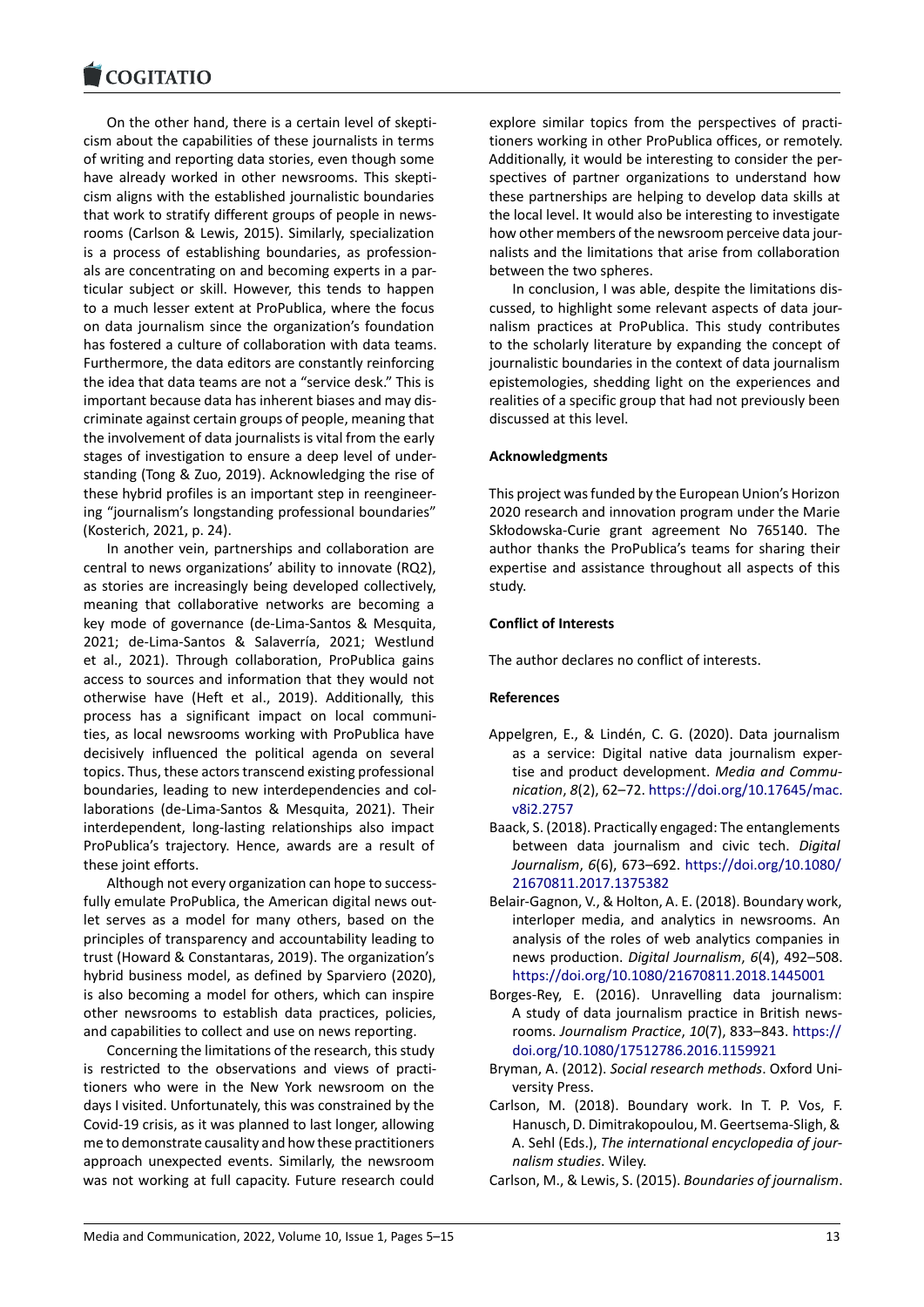On the other hand, there is a certain level of skepticism about the capabilities of these journalists in terms of writing and reporting data stories, even though some have already worked in other newsrooms. This skepticism aligns with the established journalistic boundaries that work to stratify different groups of people in newsrooms (Carlson & Lewis, 2015). Similarly, specialization is a process of establishing boundaries, as professionals are concentrating on and becoming experts in a particular subject or skill. However, this tends to happen to a much lesser extent at ProPublica, where the focus on data journalism since the organization's foundation has fostered a culture of collaboration with data teams. Furthermore, the data editors are constantly reinforcing the idea that data teams are not a "service desk." This is important because data has inherent biases and may discriminate against certain groups of people, meaning that the involvement of data journalists is vital from the early stages of investigation to ensure a deep level of understanding (Tong & Zuo, 2019). Acknowledging the rise of these hybrid profiles is an important step in reengineering "journalism's longstanding professional boundaries" (Kosterich, 2021, p. 24).

In another vein, partnerships and collaboration are central to news organizations' ability to innovate (RQ2), as stories are increasingly being developed collectively, meaning that collaborative networks are becoming a key mode of governance (de-Lima-Santos & Mesquita, 2021; de-Lima-Santos & Salaverría, 2021; Westlund et al., 2021). Through collaboration, ProPublica gains access to sources and information that they would not otherwise have (Heft et al., 2019). Additionally, this process has a significant impact on local communities, as local newsrooms working with ProPublica have decisively influenced the political agenda on several topics. Thus, these actors transcend existing professional boundaries, leading to new interdependencies and collaborations (de-Lima-Santos & Mesquita, 2021). Their interdependent, long-lasting relationships also impact ProPublica's trajectory. Hence, awards are a result of these joint efforts.

Although not every organization can hope to successfully emulate ProPublica, the American digital news outlet serves as a model for many others, based on the principles of transparency and accountability leading to trust (Howard & Constantaras, 2019). The organization's hybrid business model, as defined by Sparviero (2020), is also becoming a model for others, which can inspire other newsrooms to establish data practices, policies, and capabilities to collect and use on news reporting.

Concerning the limitations of the research, this study is restricted to the observations and views of practitioners who were in the New York newsroom on the days I visited. Unfortunately, this was constrained by the Covid-19 crisis, as it was planned to last longer, allowing me to demonstrate causality and how these practitioners approach unexpected events. Similarly, the newsroom was not working at full capacity. Future research could explore similar topics from the perspectives of practitioners working in other ProPublica offices, or remotely. Additionally, it would be interesting to consider the perspectives of partner organizations to understand how these partnerships are helping to develop data skills at the local level. It would also be interesting to investigate how other members of the newsroom perceive data journalists and the limitations that arise from collaboration between the two spheres.

In conclusion, I was able, despite the limitations discussed, to highlight some relevant aspects of data journalism practices at ProPublica. This study contributes to the scholarly literature by expanding the concept of journalistic boundaries in the context of data journalism epistemologies, shedding light on the experiences and realities of a specific group that had not previously been discussed at this level.

**Acknowledgments**

This project was funded by the European Union's Horizon 2020 research and innovation program under the Marie Skłodowska-Curie grant agreement No 765140. The author thanks the ProPublica's teams for sharing their expertise and assistance throughout all aspects of this study.

**Conflict of Interests**

The author declares no conflict of interests.

**References**

Appelgren, E., & Lindén, C. G. (2020). Data journalism as a service: Digital native data journalism expertise and product development. *Media and Communication*, *8*(2), 62–72. https://doi.org/10.17645/mac.v8i2.2757

Baack, S. (2018). Practically engaged: The entanglements between data journalism and civic tech. *Digital Journalism*, *6*(6), 673–692. https://doi.org/10.1080/21670811.2017.1375382

Belair-Gagnon, V., & Holton, A. E. (2018). Boundary work, interloper media, and analytics in newsrooms. An analysis of the roles of web analytics companies in news production. *Digital Journalism*, *6*(4), 492–508. https://doi.org/10.1080/21670811.2018.1445001

Borges-Rey, E. (2016). Unravelling data journalism: A study of data journalism practice in British newsrooms. *Journalism Practice*, *10*(7), 833–843. https://doi.org/10.1080/17512786.2016.1159921

Bryman, A. (2012). *Social research methods*. Oxford University Press.

Carlson, M. (2018). Boundary work. In T. P. Vos, F. Hanusch, D. Dimitrakopoulou, M. Geertsema-Sligh, & A. Sehl (Eds.), *The international encyclopedia of journalism studies*. Wiley.

Carlson, M., & Lewis, S. (2015). *Boundaries of journalism*.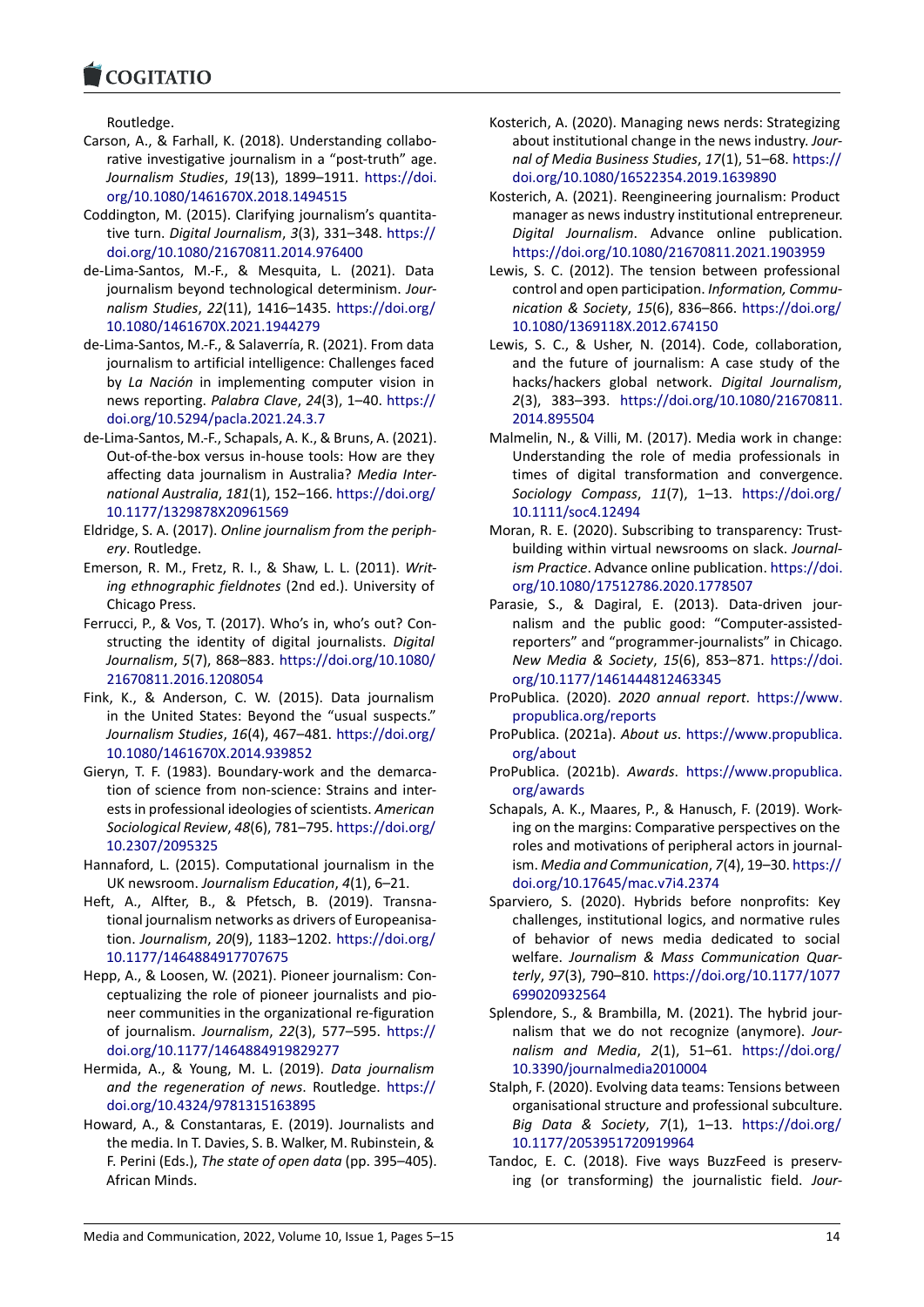Routledge.

Carson, A., & Farhall, K. (2018). Understanding collaborative investigative journalism in a "post-truth" age. *Journalism Studies*, *19*(13), 1899–1911. https://doi.org/10.1080/1461670X.2018.1494515

Coddington, M. (2015). Clarifying journalism's quantitative turn. *Digital Journalism*, *3*(3), 331–348. https://doi.org/10.1080/21670811.2014.976400

de-Lima-Santos, M.-F., & Mesquita, L. (2021). Data journalism beyond technological determinism. *Journalism Studies*, *22*(11), 1416–1435. https://doi.org/10.1080/1461670X.2021.1944279

de-Lima-Santos, M.-F., & Salaverría, R. (2021). From data journalism to artificial intelligence: Challenges faced by *La Nación* in implementing computer vision in news reporting. *Palabra Clave*, *24*(3), 1–40. https://doi.org/10.5294/pacla.2021.24.3.7

de-Lima-Santos, M.-F., Schapals, A. K., & Bruns, A. (2021). Out-of-the-box versus in-house tools: How are they affecting data journalism in Australia? *Media International Australia*, *181*(1), 152–166. https://doi.org/10.1177/1329878X20961569

Eldridge, S. A. (2017). *Online journalism from the periphery*. Routledge.

Emerson, R. M., Fretz, R. I., & Shaw, L. L. (2011). *Writing ethnographic fieldnotes* (2nd ed.). University of Chicago Press.

Ferrucci, P., & Vos, T. (2017). Who's in, who's out? Constructing the identity of digital journalists. *Digital Journalism*, *5*(7), 868–883. https://doi.org/10.1080/21670811.2016.1208054

Fink, K., & Anderson, C. W. (2015). Data journalism in the United States: Beyond the "usual suspects." *Journalism Studies*, *16*(4), 467–481. https://doi.org/10.1080/1461670X.2014.939852

Gieryn, T. F. (1983). Boundary-work and the demarcation of science from non-science: Strains and interests in professional ideologies of scientists. *American Sociological Review*, *48*(6), 781–795. https://doi.org/10.2307/2095325

Hannaford, L. (2015). Computational journalism in the UK newsroom. *Journalism Education*, *4*(1), 6–21.

Heft, A., Alfter, B., & Pfetsch, B. (2019). Transnational journalism networks as drivers of Europeanisation. *Journalism*, *20*(9), 1183–1202. https://doi.org/10.1177/1464884917707675

Hepp, A., & Loosen, W. (2021). Pioneer journalism: Conceptualizing the role of pioneer journalists and pioneer communities in the organizational re-figuration of journalism. *Journalism*, *22*(3), 577–595. https://doi.org/10.1177/1464884919829277

Hermida, A., & Young, M. L. (2019). *Data journalism and the regeneration of news*. Routledge. https://doi.org/10.4324/9781315163895

Howard, A., & Constantaras, E. (2019). Journalists and the media. In T. Davies, S. B. Walker, M. Rubinstein, & F. Perini (Eds.), *The state of open data* (pp. 395–405). African Minds.

Kosterich, A. (2020). Managing news nerds: Strategizing about institutional change in the news industry. *Journal of Media Business Studies*, *17*(1), 51–68. https://doi.org/10.1080/16522354.2019.1639890

Kosterich, A. (2021). Reengineering journalism: Product manager as news industry institutional entrepreneur. *Digital Journalism*. Advance online publication. https://doi.org/10.1080/21670811.2021.1903959

Lewis, S. C. (2012). The tension between professional control and open participation. *Information, Communication & Society*, *15*(6), 836–866. https://doi.org/10.1080/1369118X.2012.674150

Lewis, S. C., & Usher, N. (2014). Code, collaboration, and the future of journalism: A case study of the hacks/hackers global network. *Digital Journalism*, *2*(3), 383–393. https://doi.org/10.1080/21670811.2014.895504

Malmelin, N., & Villi, M. (2017). Media work in change: Understanding the role of media professionals in times of digital transformation and convergence. *Sociology Compass*, *11*(7), 1–13. https://doi.org/10.1111/soc4.12494

Moran, R. E. (2020). Subscribing to transparency: Trust-building within virtual newsrooms on slack. *Journalism Practice*. Advance online publication. https://doi.org/10.1080/17512786.2020.1778507

Parasie, S., & Dagiral, E. (2013). Data-driven journalism and the public good: "Computer-assisted-reporters" and "programmer-journalists" in Chicago. *New Media & Society*, *15*(6), 853–871. https://doi.org/10.1177/1461444812463345

ProPublica. (2020). *2020 annual report*. https://www.propublica.org/reports

ProPublica. (2021a). *About us*. https://www.propublica.org/about

ProPublica. (2021b). *Awards*. https://www.propublica.org/awards

Schapals, A. K., Maares, P., & Hanusch, F. (2019). Working on the margins: Comparative perspectives on the roles and motivations of peripheral actors in journalism. *Media and Communication*, *7*(4), 19–30. https://doi.org/10.17645/mac.v7i4.2374

Sparviero, S. (2020). Hybrids before nonprofits: Key challenges, institutional logics, and normative rules of behavior of news media dedicated to social welfare. *Journalism & Mass Communication Quarterly*, *97*(3), 790–810. https://doi.org/10.1177/1077699020932564

Splendore, S., & Brambilla, M. (2021). The hybrid journalism that we do not recognize (anymore). *Journalism and Media*, *2*(1), 51–61. https://doi.org/10.3390/journalmedia2010004

Stalph, F. (2020). Evolving data teams: Tensions between organisational structure and professional subculture. *Big Data & Society*, *7*(1), 1–13. https://doi.org/10.1177/2053951720919964

Tandoc, E. C. (2018). Five ways BuzzFeed is preserving (or transforming) the journalistic field. *Jour-*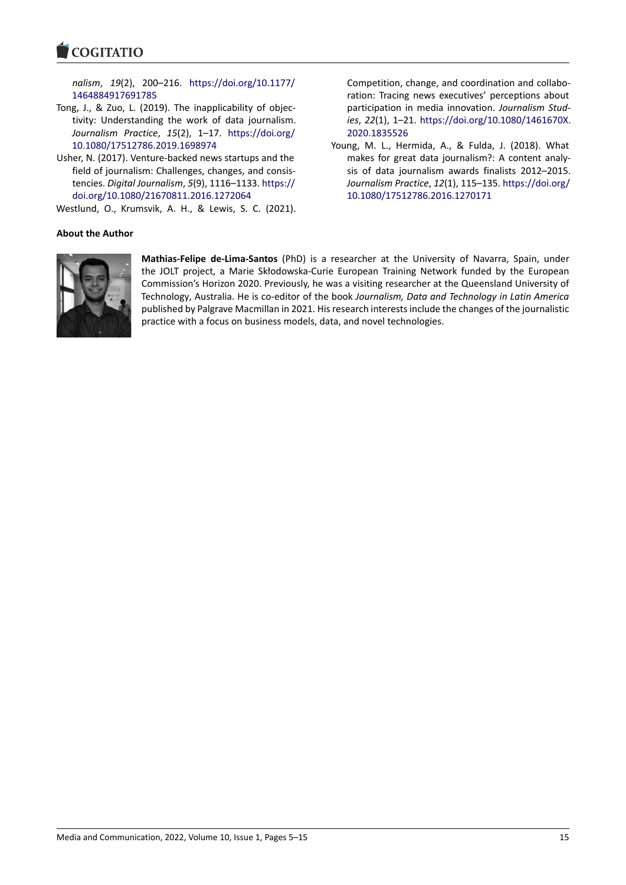*nalism*, *19*(2), 200–216. https://doi.org/10.1177/1464884917691785

Tong, J., & Zuo, L. (2019). The inapplicability of objectivity: Understanding the work of data journalism. *Journalism Practice*, *15*(2), 1–17. https://doi.org/10.1080/17512786.2019.1698974

Usher, N. (2017). Venture-backed news startups and the field of journalism: Challenges, changes, and consistencies. *Digital Journalism*, *5*(9), 1116–1133. https://doi.org/10.1080/21670811.2016.1272064

Westlund, O., Krumsvik, A. H., & Lewis, S. C. (2021). Competition, change, and coordination and collaboration: Tracing news executives' perceptions about participation in media innovation. *Journalism Studies*, *22*(1), 1–21. https://doi.org/10.1080/1461670X.2020.1835526

Young, M. L., Hermida, A., & Fulda, J. (2018). What makes for great data journalism?: A content analysis of data journalism awards finalists 2012–2015. *Journalism Practice*, *12*(1), 115–135. https://doi.org/10.1080/17512786.2016.1270171

**About the Author**

**Mathias-Felipe de-Lima-Santos** (PhD) is a researcher at the University of Navarra, Spain, under the JOLT project, a Marie Skłodowska-Curie European Training Network funded by the European Commission's Horizon 2020. Previously, he was a visiting researcher at the Queensland University of Technology, Australia. He is co-editor of the book *Journalism, Data and Technology in Latin America* published by Palgrave Macmillan in 2021. His research interests include the changes of the journalistic practice with a focus on business models, data, and novel technologies.